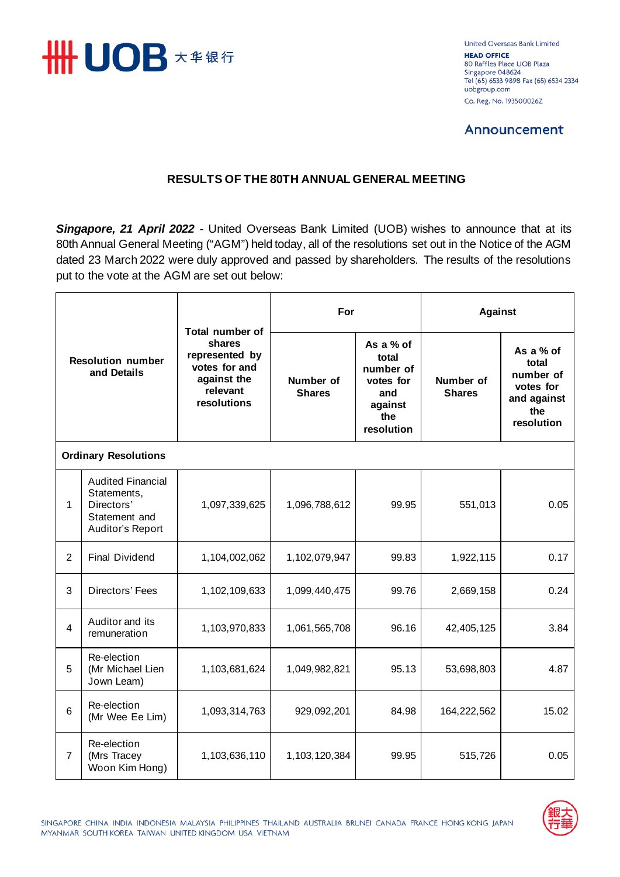United Overseas Bank Limited
**HEAD OFFICE**
80 Raffles Place UOB Plaza
Singapore 048624
Tel (65) 6533 9898 Fax (65) 6534 2334
uobgroup.com
Co. Reg. No. 193500026Z

## Announcement

### RESULTS OF THE 80TH ANNUAL GENERAL MEETING

***Singapore, 21 April 2022*** - United Overseas Bank Limited (UOB) wishes to announce that at its 80th Annual General Meeting ("AGM") held today, all of the resolutions set out in the Notice of the AGM dated 23 March 2022 were duly approved and passed by shareholders. The results of the resolutions put to the vote at the AGM are set out below:

| Resolution number and Details | | Total number of shares represented by votes for and against the relevant resolutions | For | | Against | |
|---|---|---|---|---|---|---|
| | | | Number of Shares | As a % of total number of votes for and against the resolution | Number of Shares | As a % of total number of votes for and against the resolution |
| **Ordinary Resolutions** | | | | | | |
| 1 | Audited Financial Statements, Directors' Statement and Auditor's Report | 1,097,339,625 | 1,096,788,612 | 99.95 | 551,013 | 0.05 |
| 2 | Final Dividend | 1,104,002,062 | 1,102,079,947 | 99.83 | 1,922,115 | 0.17 |
| 3 | Directors' Fees | 1,102,109,633 | 1,099,440,475 | 99.76 | 2,669,158 | 0.24 |
| 4 | Auditor and its remuneration | 1,103,970,833 | 1,061,565,708 | 96.16 | 42,405,125 | 3.84 |
| 5 | Re-election (Mr Michael Lien Jown Leam) | 1,103,681,624 | 1,049,982,821 | 95.13 | 53,698,803 | 4.87 |
| 6 | Re-election (Mr Wee Ee Lim) | 1,093,314,763 | 929,092,201 | 84.98 | 164,222,562 | 15.02 |
| 7 | Re-election (Mrs Tracey Woon Kim Hong) | 1,103,636,110 | 1,103,120,384 | 99.95 | 515,726 | 0.05 |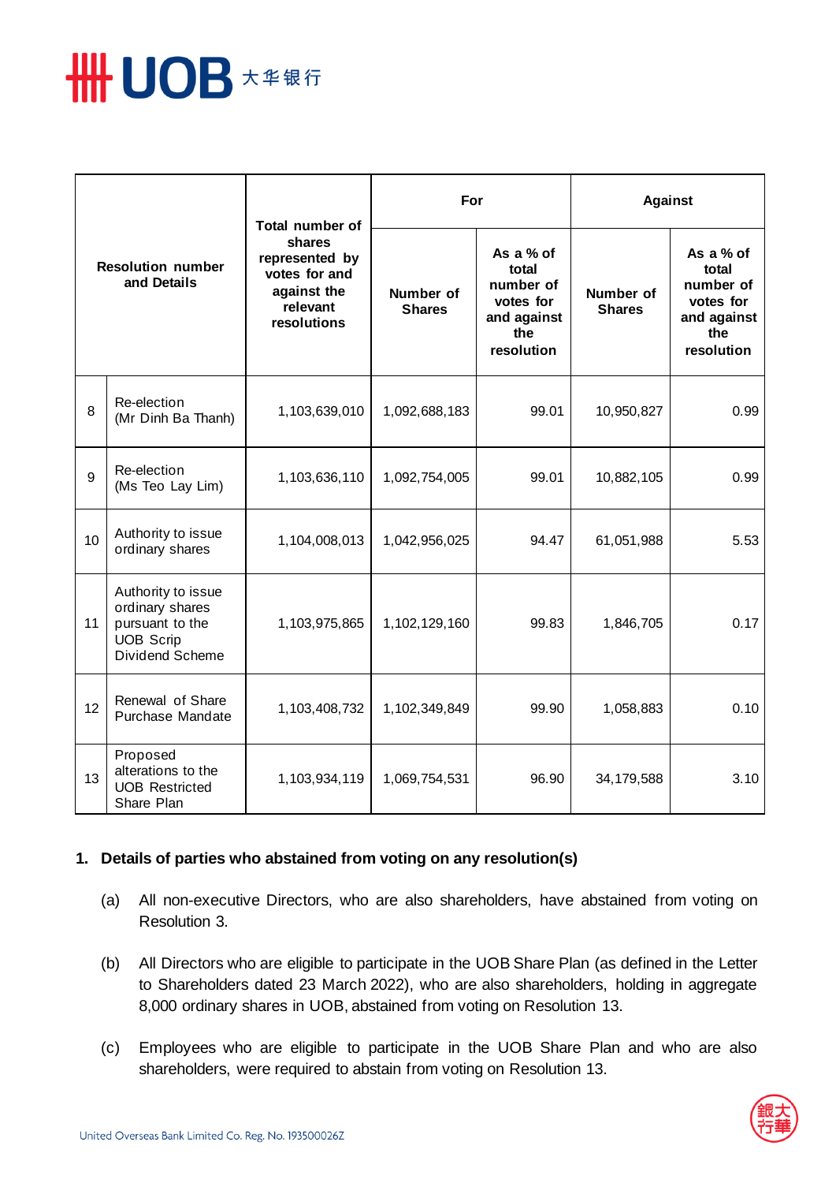| Resolution number and Details | | Total number of shares represented by votes for and against the relevant resolutions | For | | Against | |
|---|---|---|---|---|---|---|
| | | | Number of Shares | As a % of total number of votes for and against the resolution | Number of Shares | As a % of total number of votes for and against the resolution |
| 8 | Re-election (Mr Dinh Ba Thanh) | 1,103,639,010 | 1,092,688,183 | 99.01 | 10,950,827 | 0.99 |
| 9 | Re-election (Ms Teo Lay Lim) | 1,103,636,110 | 1,092,754,005 | 99.01 | 10,882,105 | 0.99 |
| 10 | Authority to issue ordinary shares | 1,104,008,013 | 1,042,956,025 | 94.47 | 61,051,988 | 5.53 |
| 11 | Authority to issue ordinary shares pursuant to the UOB Scrip Dividend Scheme | 1,103,975,865 | 1,102,129,160 | 99.83 | 1,846,705 | 0.17 |
| 12 | Renewal of Share Purchase Mandate | 1,103,408,732 | 1,102,349,849 | 99.90 | 1,058,883 | 0.10 |
| 13 | Proposed alterations to the UOB Restricted Share Plan | 1,103,934,119 | 1,069,754,531 | 96.90 | 34,179,588 | 3.10 |

## 1. Details of parties who abstained from voting on any resolution(s)

(a) All non-executive Directors, who are also shareholders, have abstained from voting on Resolution 3.

(b) All Directors who are eligible to participate in the UOB Share Plan (as defined in the Letter to Shareholders dated 23 March 2022), who are also shareholders, holding in aggregate 8,000 ordinary shares in UOB, abstained from voting on Resolution 13.

(c) Employees who are eligible to participate in the UOB Share Plan and who are also shareholders, were required to abstain from voting on Resolution 13.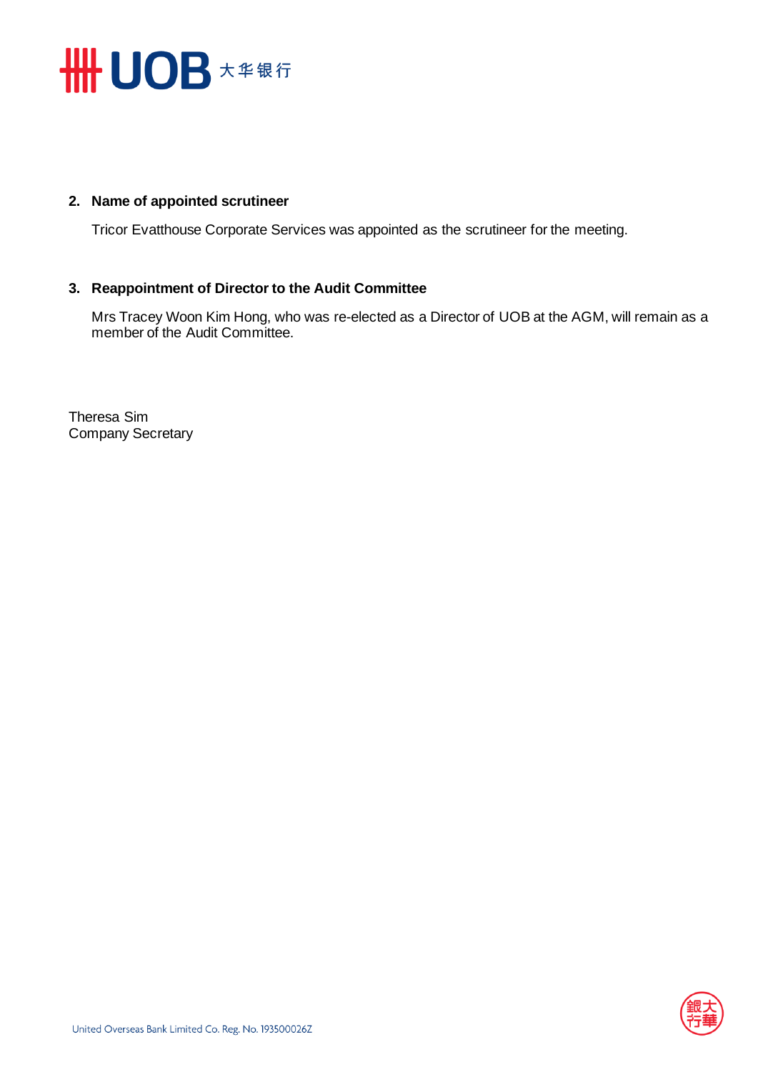**2. Name of appointed scrutineer**

Tricor Evatthouse Corporate Services was appointed as the scrutineer for the meeting.

**3. Reappointment of Director to the Audit Committee**

Mrs Tracey Woon Kim Hong, who was re-elected as a Director of UOB at the AGM, will remain as a member of the Audit Committee.

Theresa Sim
Company Secretary